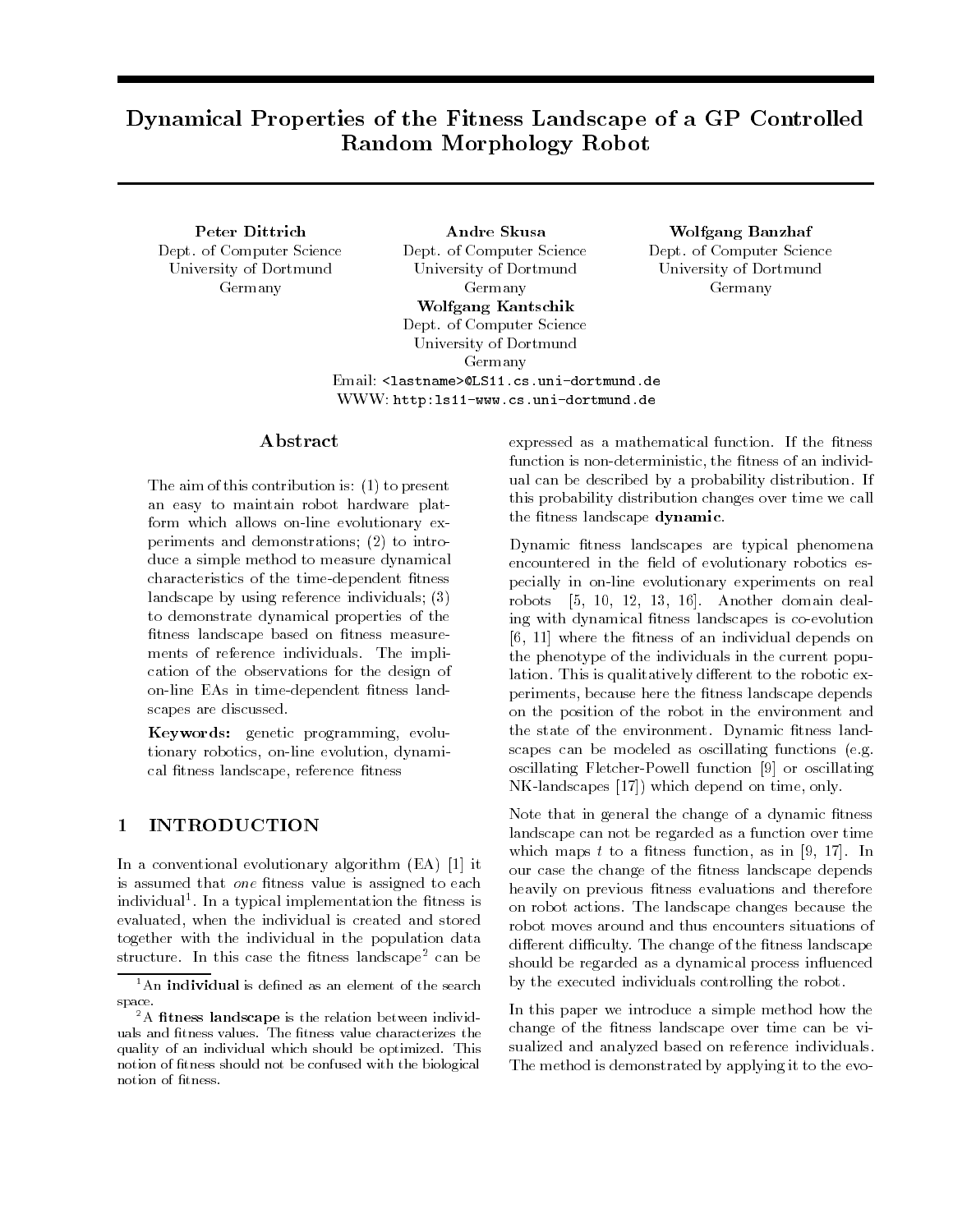# Dynamical Properties of the Fitness Landscape of a GP Controlled Random Morphology Robot

**Peter Dittrich**
Dept. of Computer Science
University of Dortmund
Germany

**Andre Skusa**
Dept. of Computer Science
University of Dortmund
Germany

**Wolfgang Banzhaf**
Dept. of Computer Science
University of Dortmund
Germany

**Wolfgang Kantschik**
Dept. of Computer Science
University of Dortmund
Germany

Email: `<lastname>@LS11.cs.uni-dortmund.de`
WWW: `http:ls11-www.cs.uni-dortmund.de`

## Abstract

The aim of this contribution is: (1) to present an easy to maintain robot hardware platform which allows on-line evolutionary experiments and demonstrations; (2) to introduce a simple method to measure dynamical characteristics of the time-dependent fitness landscape by using reference individuals; (3) to demonstrate dynamical properties of the fitness landscape based on fitness measurements of reference individuals. The implication of the observations for the design of on-line EAs in time-dependent fitness landscapes are discussed.

**Keywords:** genetic programming, evolutionary robotics, on-line evolution, dynamical fitness landscape, reference fitness

## 1 INTRODUCTION

In a conventional evolutionary algorithm (EA) [1] it is assumed that *one* fitness value is assigned to each individual[1]. In a typical implementation the fitness is evaluated, when the individual is created and stored together with the individual in the population data structure. In this case the fitness landscape[2] can be expressed as a mathematical function. If the fitness function is non-deterministic, the fitness of an individual can be described by a probability distribution. If this probability distribution changes over time we call the fitness landscape **dynamic**.

Dynamic fitness landscapes are typical phenomena encountered in the field of evolutionary robotics especially in on-line evolutionary experiments on real robots [5, 10, 12, 13, 16]. Another domain dealing with dynamical fitness landscapes is co-evolution [6, 11] where the fitness of an individual depends on the phenotype of the individuals in the current population. This is qualitatively different to the robotic experiments, because here the fitness landscape depends on the position of the robot in the environment and the state of the environment. Dynamic fitness landscapes can be modeled as oscillating functions (e.g. oscillating Fletcher-Powell function [9] or oscillating NK-landscapes [17]) which depend on time, only.

Note that in general the change of a dynamic fitness landscape can not be regarded as a function over time which maps $t$ to a fitness function, as in [9, 17]. In our case the change of the fitness landscape depends heavily on previous fitness evaluations and therefore on robot actions. The landscape changes because the robot moves around and thus encounters situations of different difficulty. The change of the fitness landscape should be regarded as a dynamical process influenced by the executed individuals controlling the robot.

In this paper we introduce a simple method how the change of the fitness landscape over time can be visualized and analyzed based on reference individuals. The method is demonstrated by applying it to the evo-

[1] An **individual** is defined as an element of the search space.

[2] A **fitness landscape** is the relation between individuals and fitness values. The fitness value characterizes the quality of an individual which should be optimized. This notion of fitness should not be confused with the biological notion of fitness.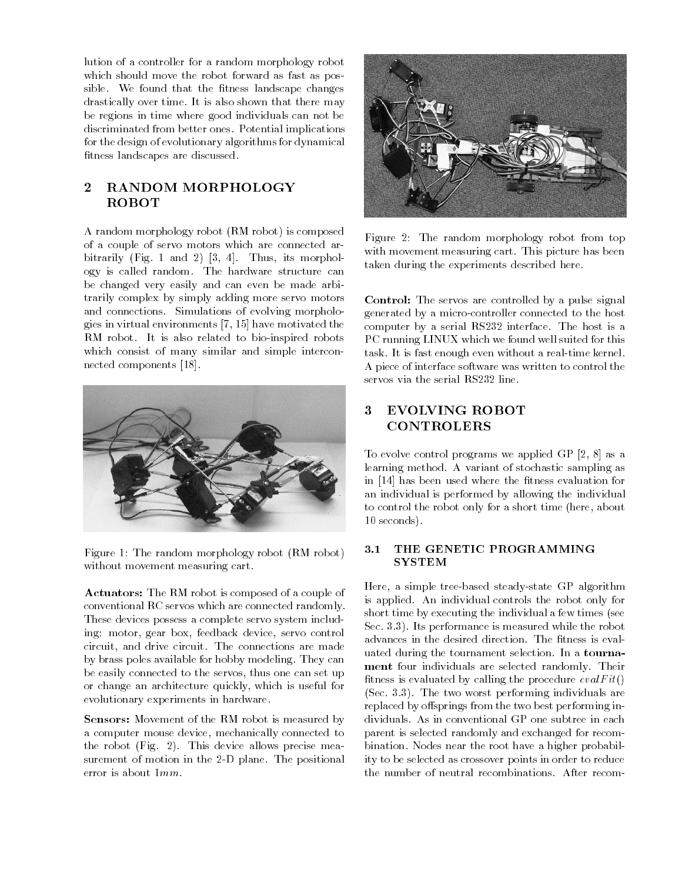lution of a controller for a random morphology robot which should move the robot forward as fast as possible. We found that the fitness landscape changes drastically over time. It is also shown that there may be regions in time where good individuals can not be discriminated from better ones. Potential implications for the design of evolutionary algorithms for dynamical fitness landscapes are discussed.

## 2 RANDOM MORPHOLOGY ROBOT

A random morphology robot (RM robot) is composed of a couple of servo motors which are connected arbitrarily (Fig. 1 and 2) [3, 4]. Thus, its morphology is called random. The hardware structure can be changed very easily and can even be made arbitrarily complex by simply adding more servo motors and connections. Simulations of evolving morphologies in virtual environments [7, 15] have motivated the RM robot. It is also related to bio-inspired robots which consist of many similar and simple interconnected components [18].

Figure 1: The random morphology robot (RM robot) without movement measuring cart.

**Actuators:** The RM robot is composed of a couple of conventional RC servos which are connected randomly. These devices possess a complete servo system including: motor, gear box, feedback device, servo control circuit, and drive circuit. The connections are made by brass poles available for hobby modeling. They can be easily connected to the servos, thus one can set up or change an architecture quickly, which is useful for evolutionary experiments in hardware.

**Sensors:** Movement of the RM robot is measured by a computer mouse device, mechanically connected to the robot (Fig. 2). This device allows precise measurement of motion in the 2-D plane. The positional error is about $1mm$.

Figure 2: The random morphology robot from top with movement measuring cart. This picture has been taken during the experiments described here.

**Control:** The servos are controlled by a pulse signal generated by a micro-controller connected to the host computer by a serial RS232 interface. The host is a PC running LINUX which we found well suited for this task. It is fast enough even without a real-time kernel. A piece of interface software was written to control the servos via the serial RS232 line.

## 3 EVOLVING ROBOT CONTROLERS

To evolve control programs we applied GP [2, 8] as a learning method. A variant of stochastic sampling as in [14] has been used where the fitness evaluation for an individual is performed by allowing the individual to control the robot only for a short time (here, about 10 seconds).

### 3.1 THE GENETIC PROGRAMMING SYSTEM

Here, a simple tree-based steady-state GP algorithm is applied. An individual controls the robot only for short time by executing the individual a few times (see Sec. 3.3). Its performance is measured while the robot advances in the desired direction. The fitness is evaluated during the tournament selection. In a **tournament** four individuals are selected randomly. Their fitness is evaluated by calling the procedure *evalFit*() (Sec. 3.3). The two worst performing individuals are replaced by offsprings from the two best performing individuals. As in conventional GP one subtree in each parent is selected randomly and exchanged for recombination. Nodes near the root have a higher probability to be selected as crossover points in order to reduce the number of neutral recombinations. After recom-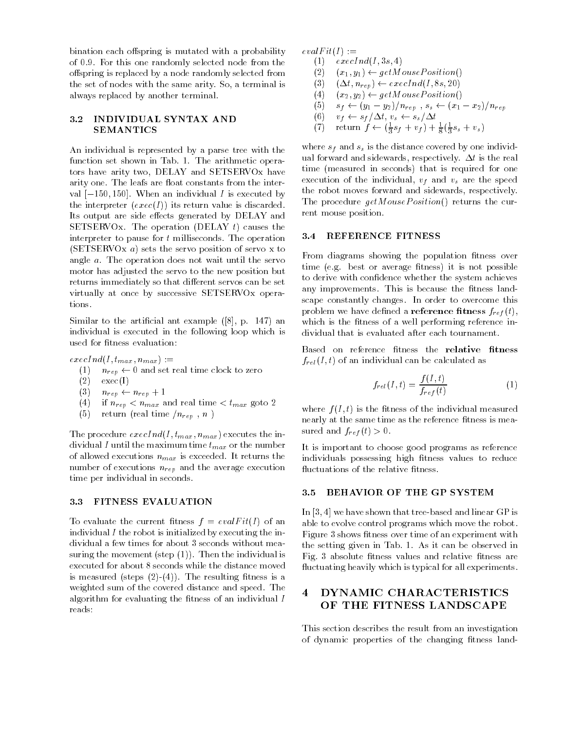bination each offspring is mutated with a probability of 0.9. For this one randomly selected node from the offspring is replaced by a node randomly selected from the set of nodes with the same arity. So, a terminal is always replaced by another terminal.

### 3.2 INDIVIDUAL SYNTAX AND SEMANTICS

An individual is represented by a parse tree with the function set shown in Tab. 1. The arithmetic operators have arity two, DELAY and SETSERVOx have arity one. The leafs are float constants from the interval $[-150, 150]$. When an individual $I$ is executed by the interpreter ($exec(I)$) its return value is discarded. Its output are side effects generated by DELAY and SETSERVOx. The operation (DELAY $t$) causes the interpreter to pause for $t$ milliseconds. The operation (SETSERVOx $a$) sets the servo position of servo x to angle $a$. The operation does not wait until the servo motor has adjusted the servo to the new position but returns immediately so that different servos can be set virtually at once by successive SETSERVOx operations.

Similar to the artificial ant example ([8], p. 147) an individual is executed in the following loop which is used for fitness evaluation:

$execInd(I, t_{max}, n_{max}) :=$

(1) $n_{rep} \leftarrow 0$ and set real time clock to zero
(2) exec(I)
(3) $n_{rep} \leftarrow n_{rep} + 1$
(4) if $n_{rep} < n_{max}$ and real time $< t_{max}$ goto 2
(5) return (real time $/n_{rep}$ , $n$ )

The procedure $execInd(I, t_{max}, n_{max})$ executes the individual $I$ until the maximum time $t_{max}$ or the number of allowed executions $n_{max}$ is exceeded. It returns the number of executions $n_{rep}$ and the average execution time per individual in seconds.

### 3.3 FITNESS EVALUATION

To evaluate the current fitness $f = evalFit(I)$ of an individual $I$ the robot is initialized by executing the individual a few times for about 3 seconds without measuring the movement (step (1)). Then the individual is executed for about 8 seconds while the distance moved is measured (steps (2)-(4)). The resulting fitness is a weighted sum of the covered distance and speed. The algorithm for evaluating the fitness of an individual $I$ reads:

$evalFit(I) :=$

(1) $execInd(I, 3s, 4)$
(2) $(x_1, y_1) \leftarrow getMousePosition()$
(3) $(\Delta t, n_{rep}) \leftarrow execInd(I, 8s, 20)$
(4) $(x_2, y_2) \leftarrow getMousePosition()$
(5) $s_f \leftarrow (y_1 - y_2)/n_{rep}$ , $s_s \leftarrow (x_1 - x_2)/n_{rep}$
(6) $v_f \leftarrow s_f/\Delta t$, $v_s \leftarrow s_s/\Delta t$
(7) return $f \leftarrow (\frac{1}{3}s_f + v_f) + \frac{1}{8}(\frac{1}{3}s_s + v_s)$

where $s_f$ and $s_s$ is the distance covered by one individual forward and sidewards, respectively. $\Delta t$ is the real time (measured in seconds) that is required for one execution of the individual, $v_f$ and $v_s$ are the speed the robot moves forward and sidewards, respectively. The procedure $getMousePosition()$ returns the current mouse position.

### 3.4 REFERENCE FITNESS

From diagrams showing the population fitness over time (e.g. best or average fitness) it is not possible to derive with confidence whether the system achieves any improvements. This is because the fitness landscape constantly changes. In order to overcome this problem we have defined a **reference fitness** $f_{ref}(t)$, which is the fitness of a well performing reference individual that is evaluated after each tournament.

Based on reference fitness the **relative fitness** $f_{rel}(I, t)$ of an individual can be calculated as

$$f_{rel}(I, t) = \frac{f(I, t)}{f_{ref}(t)} \tag{1}$$

where $f(I, t)$ is the fitness of the individual measured nearly at the same time as the reference fitness is measured and $f_{ref}(t) > 0$.

It is important to choose good programs as reference individuals possessing high fitness values to reduce fluctuations of the relative fitness.

### 3.5 BEHAVIOR OF THE GP SYSTEM

In [3, 4] we have shown that tree-based and linear GP is able to evolve control programs which move the robot. Figure 3 shows fitness over time of an experiment with the setting given in Tab. 1. As it can be observed in Fig. 3 absolute fitness values and relative fitness are fluctuating heavily which is typical for all experiments.

## 4 DYNAMIC CHARACTERISTICS OF THE FITNESS LANDSCAPE

This section describes the result from an investigation of dynamic properties of the changing fitness land-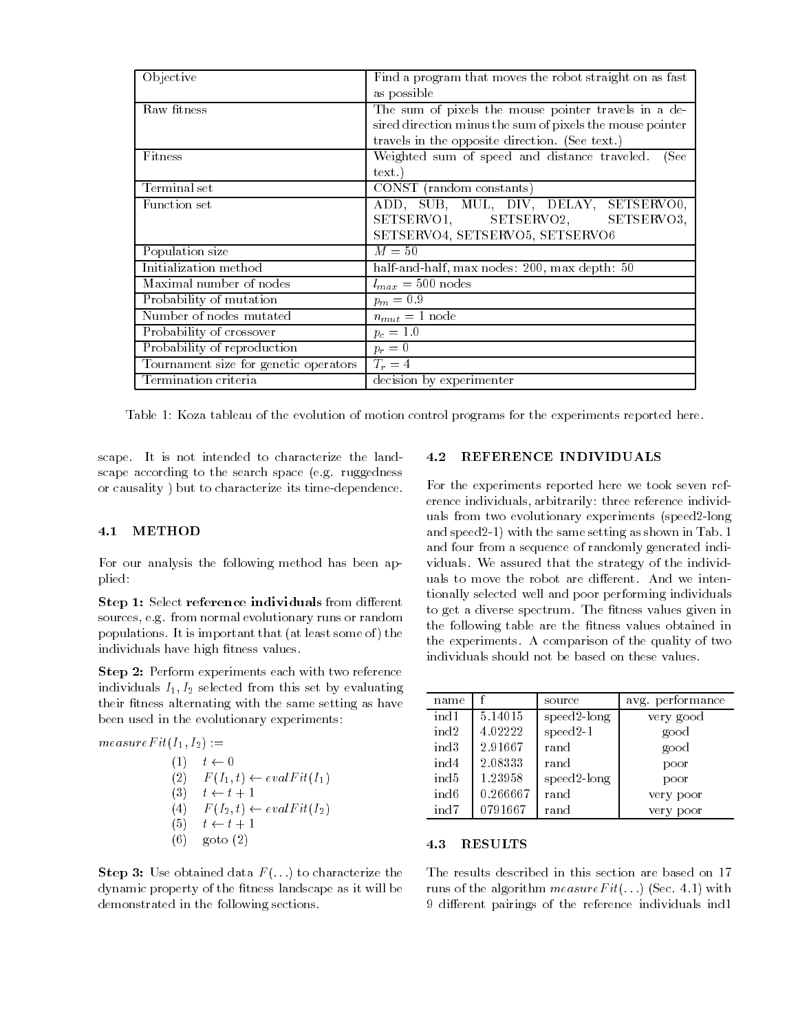| Objective | Find a program that moves the robot straight on as fast as possible |
|---|---|
| Raw fitness | The sum of pixels the mouse pointer travels in a desired direction minus the sum of pixels the mouse pointer travels in the opposite direction. (See text.) |
| Fitness | Weighted sum of speed and distance traveled. (See text.) |
| Terminal set | CONST (random constants) |
| Function set | ADD, SUB, MUL, DIV, DELAY, SETSERVO0, SETSERVO1, SETSERVO2, SETSERVO3, SETSERVO4, SETSERVO5, SETSERVO6 |
| Population size | $M = 50$ |
| Initialization method | half-and-half, max nodes: 200, max depth: 50 |
| Maximal number of nodes | $l_{max} = 500$ nodes |
| Probability of mutation | $p_m = 0.9$ |
| Number of nodes mutated | $n_{mut} = 1$ node |
| Probability of crossover | $p_c = 1.0$ |
| Probability of reproduction | $p_r = 0$ |
| Tournament size for genetic operators | $T_r = 4$ |
| Termination criteria | decision by experimenter |

Table 1: Koza tableau of the evolution of motion control programs for the experiments reported here.

scape. It is not intended to characterize the landscape according to the search space (e.g. ruggedness or causality ) but to characterize its time-dependence.

### 4.1 METHOD

For our analysis the following method has been applied:

**Step 1:** Select **reference individuals** from different sources, e.g. from normal evolutionary runs or random populations. It is important that (at least some of) the individuals have high fitness values.

**Step 2:** Perform experiments each with two reference individuals $I_1, I_2$ selected from this set by evaluating their fitness alternating with the same setting as have been used in the evolutionary experiments:

$measureFit(I_1, I_2) :=$

$$
\begin{array}{ll}
(1) & t \leftarrow 0 \\
(2) & F(I_1, t) \leftarrow evalFit(I_1) \\
(3) & t \leftarrow t + 1 \\
(4) & F(I_2, t) \leftarrow evalFit(I_2) \\
(5) & t \leftarrow t + 1 \\
(6) & \text{goto } (2)
\end{array}
$$

**Step 3:** Use obtained data $F(\ldots)$ to characterize the dynamic property of the fitness landscape as it will be demonstrated in the following sections.

### 4.2 REFERENCE INDIVIDUALS

For the experiments reported here we took seven reference individuals, arbitrarily: three reference individuals from two evolutionary experiments (speed2-long and speed2-1) with the same setting as shown in Tab. 1 and four from a sequence of randomly generated individuals. We assured that the strategy of the individuals to move the robot are different. And we intentionally selected well and poor performing individuals to get a diverse spectrum. The fitness values given in the following table are the fitness values obtained in the experiments. A comparison of the quality of two individuals should not be based on these values.

| name | f | source | avg. performance |
|---|---|---|---|
| ind1 | 5.14015 | speed2-long | very good |
| ind2 | 4.02222 | speed2-1 | good |
| ind3 | 2.91667 | rand | good |
| ind4 | 2.08333 | rand | poor |
| ind5 | 1.23958 | speed2-long | poor |
| ind6 | 0.266667 | rand | very poor |
| ind7 | 0791667 | rand | very poor |

### 4.3 RESULTS

The results described in this section are based on 17 runs of the algorithm $measureFit(\ldots)$ (Sec. 4.1) with 9 different pairings of the reference individuals ind1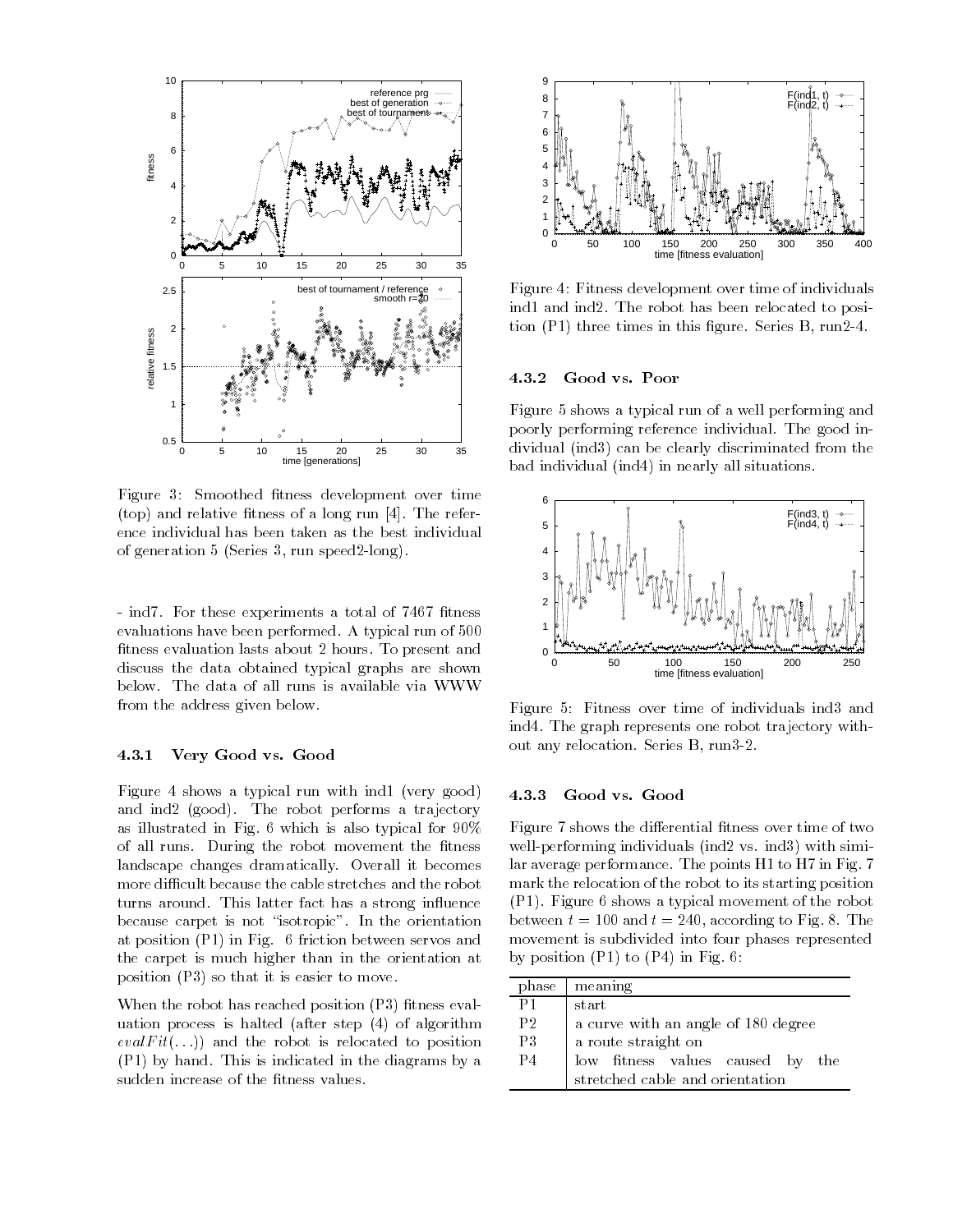Figure 3: Smoothed fitness development over time (top) and relative fitness of a long run [4]. The reference individual has been taken as the best individual of generation 5 (Series 3, run speed2-long).

- ind7. For these experiments a total of 7467 fitness evaluations have been performed. A typical run of 500 fitness evaluation lasts about 2 hours. To present and discuss the data obtained typical graphs are shown below. The data of all runs is available via WWW from the address given below.

### 4.3.1 Very Good vs. Good

Figure 4 shows a typical run with ind1 (very good) and ind2 (good). The robot performs a trajectory as illustrated in Fig. 6 which is also typical for 90% of all runs. During the robot movement the fitness landscape changes dramatically. Overall it becomes more difficult because the cable stretches and the robot turns around. This latter fact has a strong influence because carpet is not "isotropic". In the orientation at position (P1) in Fig. 6 friction between servos and the carpet is much higher than in the orientation at position (P3) so that it is easier to move.

When the robot has reached position (P3) fitness evaluation process is halted (after step (4) of algorithm *evalFit*(...)) and the robot is relocated to position (P1) by hand. This is indicated in the diagrams by a sudden increase of the fitness values.

Figure 4: Fitness development over time of individuals ind1 and ind2. The robot has been relocated to position (P1) three times in this figure. Series B, run2-4.

### 4.3.2 Good vs. Poor

Figure 5 shows a typical run of a well performing and poorly performing reference individual. The good individual (ind3) can be clearly discriminated from the bad individual (ind4) in nearly all situations.

Figure 5: Fitness over time of individuals ind3 and ind4. The graph represents one robot trajectory without any relocation. Series B, run3-2.

### 4.3.3 Good vs. Good

Figure 7 shows the differential fitness over time of two well-performing individuals (ind2 vs. ind3) with similar average performance. The points H1 to H7 in Fig. 7 mark the relocation of the robot to its starting position (P1). Figure 6 shows a typical movement of the robot between $t = 100$ and $t = 240$, according to Fig. 8. The movement is subdivided into four phases represented by position (P1) to (P4) in Fig. 6:

| phase | meaning |
|---|---|
| P1 | start |
| P2 | a curve with an angle of 180 degree |
| P3 | a route straight on |
| P4 | low fitness values caused by the stretched cable and orientation |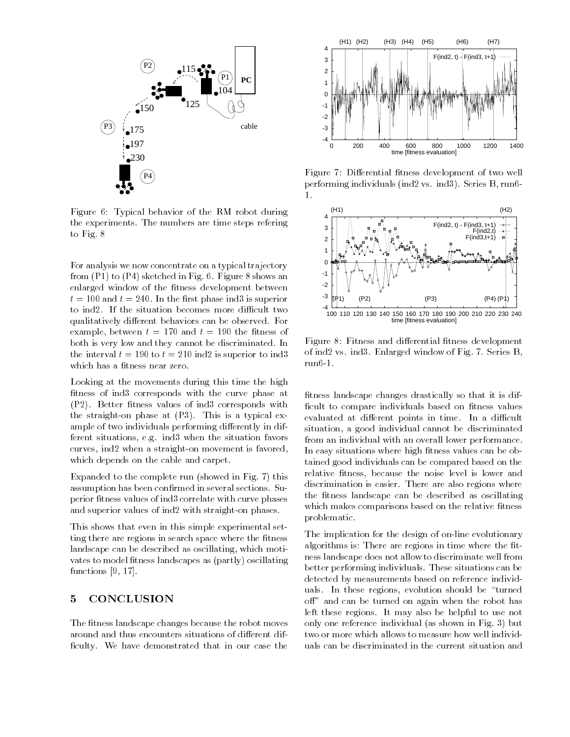Figure 6: Typical behavior of the RM robot during the experiments. The numbers are time steps refering to Fig. 8

For analysis we now concentrate on a typical trajectory from (P1) to (P4) sketched in Fig. 6. Figure 8 shows an enlarged window of the fitness development between $t = 100$ and $t = 240$. In the first phase ind3 is superior to ind2. If the situation becomes more difficult two qualitatively different behaviors can be observed. For example, between $t = 170$ and $t = 190$ the fitness of both is very low and they cannot be discriminated. In the interval $t = 190$ to $t = 210$ ind2 is superior to ind3 which has a fitness near zero.

Looking at the movements during this time the high fitness of ind3 corresponds with the curve phase at (P2). Better fitness values of ind3 corresponds with the straight-on phase at (P3). This is a typical example of two individuals performing differently in different situations, e.g. ind3 when the situation favors curves, ind2 when a straight-on movement is favored, which depends on the cable and carpet.

Expanded to the complete run (showed in Fig. 7) this assumption has been confirmed in several sections. Superior fitness values of ind3 correlate with curve phases and superior values of ind2 with straight-on phases.

This shows that even in this simple experimental setting there are regions in search space where the fitness landscape can be described as oscillating, which motivates to model fitness landscapes as (partly) oscillating functions [9, 17].

## 5 CONCLUSION

The fitness landscape changes because the robot moves around and thus encounters situations of different difficulty. We have demonstrated that in our case the fitness landscape changes drastically so that it is difficult to compare individuals based on fitness values evaluated at different points in time. In a difficult situation, a good individual cannot be discriminated from an individual with an overall lower performance. In easy situations where high fitness values can be obtained good individuals can be compared based on the relative fitness, because the noise level is lower and discrimination is easier. There are also regions where the fitness landscape can be described as oscillating which makes comparisons based on the relative fitness problematic.

The implication for the design of on-line evolutionary algorithms is: There are regions in time where the fitness landscape does not allow to discriminate well from better performing individuals. These situations can be detected by measurements based on reference individuals. In these regions, evolution should be "turned off" and can be turned on again when the robot has left these regions. It may also be helpful to use not only one reference individual (as shown in Fig. 3) but two or more which allows to measure how well individuals can be discriminated in the current situation and

Figure 7: Differential fitness development of two well performing individuals (ind2 vs. ind3). Series B, run6-1.

Figure 8: Fitness and differential fitness development of ind2 vs. ind3. Enlarged window of Fig. 7. Series B, run6-1.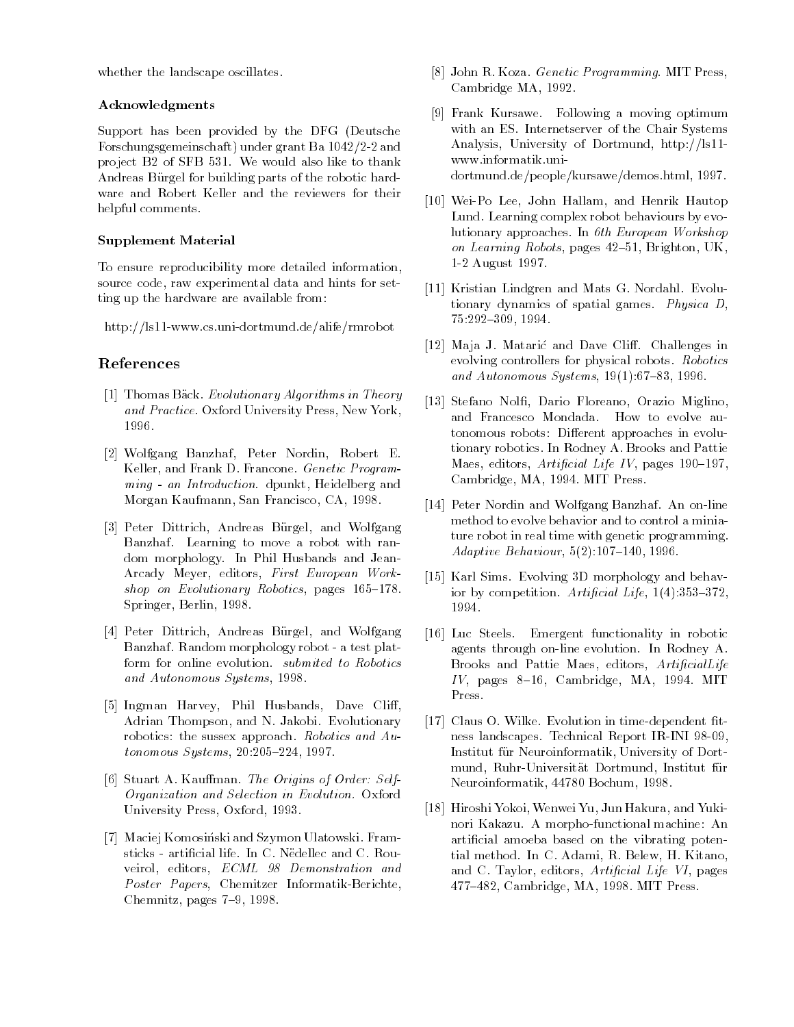whether the landscape oscillates.

### Acknowledgments

Support has been provided by the DFG (Deutsche Forschungsgemeinschaft) under grant Ba 1042/2-2 and project B2 of SFB 531. We would also like to thank Andreas Bürgel for building parts of the robotic hardware and Robert Keller and the reviewers for their helpful comments.

### Supplement Material

To ensure reproducibility more detailed information, source code, raw experimental data and hints for setting up the hardware are available from:

http://ls11-www.cs.uni-dortmund.de/alife/rmrobot

## References

[1] Thomas Bäck. *Evolutionary Algorithms in Theory and Practice*. Oxford University Press, New York, 1996.

[2] Wolfgang Banzhaf, Peter Nordin, Robert E. Keller, and Frank D. Francone. *Genetic Programming - an Introduction*. dpunkt, Heidelberg and Morgan Kaufmann, San Francisco, CA, 1998.

[3] Peter Dittrich, Andreas Bürgel, and Wolfgang Banzhaf. Learning to move a robot with random morphology. In Phil Husbands and Jean-Arcady Meyer, editors, *First European Workshop on Evolutionary Robotics*, pages 165–178. Springer, Berlin, 1998.

[4] Peter Dittrich, Andreas Bürgel, and Wolfgang Banzhaf. Random morphology robot - a test platform for online evolution. *submited to Robotics and Autonomous Systems*, 1998.

[5] Ingman Harvey, Phil Husbands, Dave Cliff, Adrian Thompson, and N. Jakobi. Evolutionary robotics: the sussex approach. *Robotics and Autonomous Systems*, 20:205–224, 1997.

[6] Stuart A. Kauffman. *The Origins of Order: Self-Organization and Selection in Evolution.* Oxford University Press, Oxford, 1993.

[7] Maciej Komosiński and Szymon Ulatowski. Framsticks - artificial life. In C. Nëdellec and C. Rouveirol, editors, *ECML 98 Demonstration and Poster Papers*, Chemitzer Informatik-Berichte, Chemnitz, pages 7–9, 1998.

[8] John R. Koza. *Genetic Programming*. MIT Press, Cambridge MA, 1992.

[9] Frank Kursawe. Following a moving optimum with an ES. Internetserver of the Chair Systems Analysis, University of Dortmund, http://ls11-www.informatik.uni-dortmund.de/people/kursawe/demos.html, 1997.

[10] Wei-Po Lee, John Hallam, and Henrik Hautop Lund. Learning complex robot behaviours by evolutionary approaches. In *6th European Workshop on Learning Robots*, pages 42–51, Brighton, UK, 1-2 August 1997.

[11] Kristian Lindgren and Mats G. Nordahl. Evolutionary dynamics of spatial games. *Physica D*, 75:292–309, 1994.

[12] Maja J. Matarić and Dave Cliff. Challenges in evolving controllers for physical robots. *Robotics and Autonomous Systems*, 19(1):67–83, 1996.

[13] Stefano Nolfi, Dario Floreano, Orazio Miglino, and Francesco Mondada. How to evolve autonomous robots: Different approaches in evolutionary robotics. In Rodney A. Brooks and Pattie Maes, editors, *Artificial Life IV*, pages 190–197, Cambridge, MA, 1994. MIT Press.

[14] Peter Nordin and Wolfgang Banzhaf. An on-line method to evolve behavior and to control a miniature robot in real time with genetic programming. *Adaptive Behaviour*, 5(2):107–140, 1996.

[15] Karl Sims. Evolving 3D morphology and behavior by competition. *Artificial Life*, 1(4):353–372, 1994.

[16] Luc Steels. Emergent functionality in robotic agents through on-line evolution. In Rodney A. Brooks and Pattie Maes, editors, *ArtificialLife IV*, pages 8–16, Cambridge, MA, 1994. MIT Press.

[17] Claus O. Wilke. Evolution in time-dependent fitness landscapes. Technical Report IR-INI 98-09, Institut für Neuroinformatik, University of Dortmund, Ruhr-Universität Dortmund, Institut für Neuroinformatik, 44780 Bochum, 1998.

[18] Hiroshi Yokoi, Wenwei Yu, Jun Hakura, and Yukinori Kakazu. A morpho-functional machine: An artificial amoeba based on the vibrating potential method. In C. Adami, R. Belew, H. Kitano, and C. Taylor, editors, *Artificial Life VI*, pages 477–482, Cambridge, MA, 1998. MIT Press.